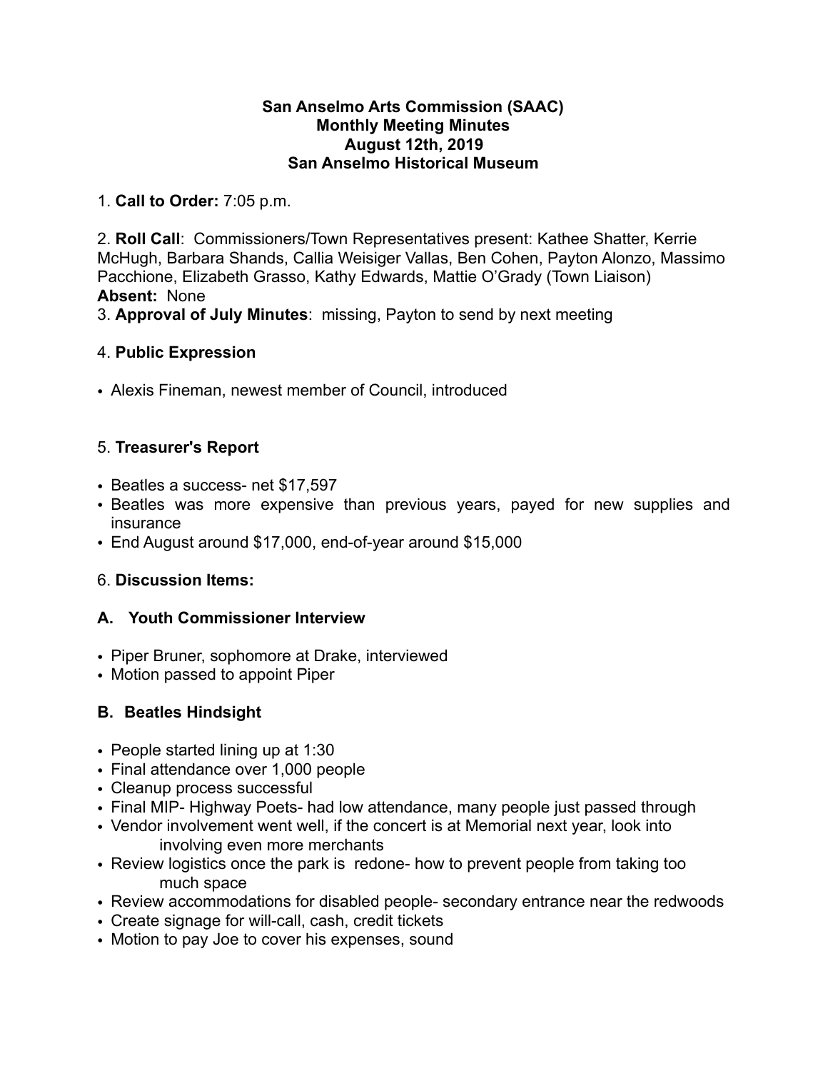**San Anselmo Arts Commission (SAAC)**
**Monthly Meeting Minutes**
**August 12th, 2019**
**San Anselmo Historical Museum**

1. **Call to Order:** 7:05 p.m.

2. **Roll Call**: Commissioners/Town Representatives present: Kathee Shatter, Kerrie McHugh, Barbara Shands, Callia Weisiger Vallas, Ben Cohen, Payton Alonzo, Massimo Pacchione, Elizabeth Grasso, Kathy Edwards, Mattie O'Grady (Town Liaison)
**Absent:** None

3. **Approval of July Minutes**: missing, Payton to send by next meeting

4. **Public Expression**

- Alexis Fineman, newest member of Council, introduced

5. **Treasurer's Report**

- Beatles a success- net $17,597
- Beatles was more expensive than previous years, payed for new supplies and insurance
- End August around $17,000, end-of-year around $15,000

6. **Discussion Items:**

**A. Youth Commissioner Interview**

- Piper Bruner, sophomore at Drake, interviewed
- Motion passed to appoint Piper

**B. Beatles Hindsight**

- People started lining up at 1:30
- Final attendance over 1,000 people
- Cleanup process successful
- Final MIP- Highway Poets- had low attendance, many people just passed through
- Vendor involvement went well, if the concert is at Memorial next year, look into involving even more merchants
- Review logistics once the park is redone- how to prevent people from taking too much space
- Review accommodations for disabled people- secondary entrance near the redwoods
- Create signage for will-call, cash, credit tickets
- Motion to pay Joe to cover his expenses, sound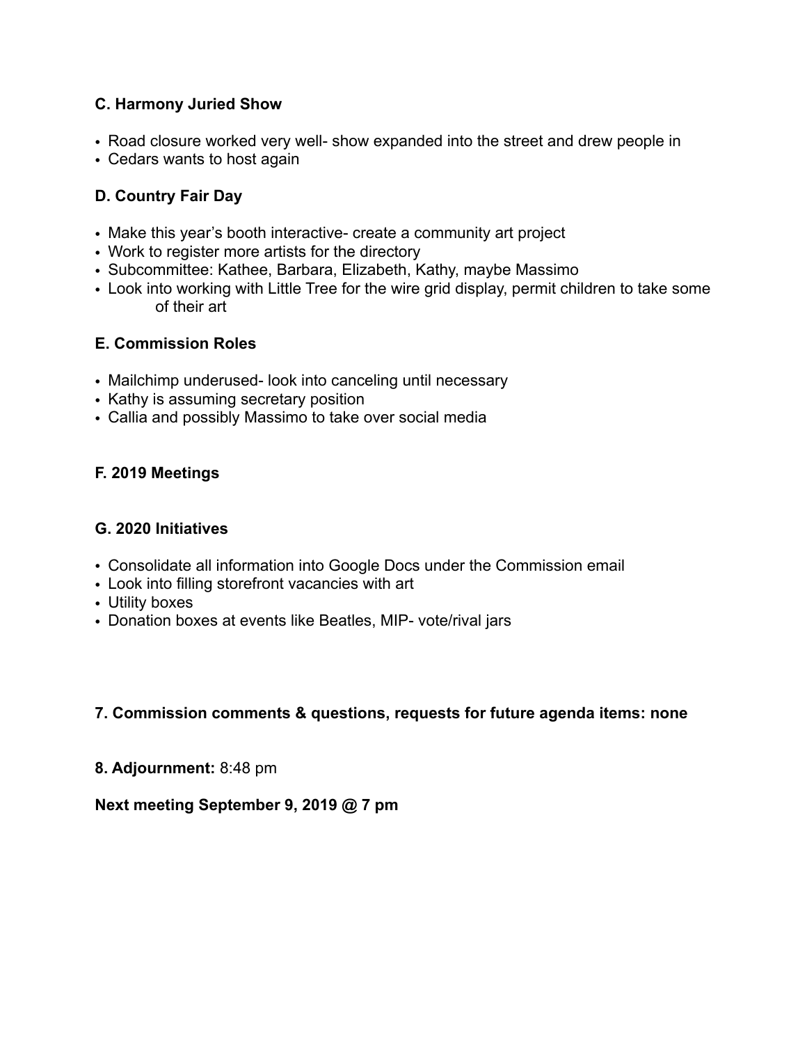**C. Harmony Juried Show**

- Road closure worked very well- show expanded into the street and drew people in
- Cedars wants to host again

**D. Country Fair Day**

- Make this year's booth interactive- create a community art project
- Work to register more artists for the directory
- Subcommittee: Kathee, Barbara, Elizabeth, Kathy, maybe Massimo
- Look into working with Little Tree for the wire grid display, permit children to take some of their art

**E. Commission Roles**

- Mailchimp underused- look into canceling until necessary
- Kathy is assuming secretary position
- Callia and possibly Massimo to take over social media

**F. 2019 Meetings**

**G. 2020 Initiatives**

- Consolidate all information into Google Docs under the Commission email
- Look into filling storefront vacancies with art
- Utility boxes
- Donation boxes at events like Beatles, MIP- vote/rival jars

**7. Commission comments & questions, requests for future agenda items: none**

**8. Adjournment:** 8:48 pm

**Next meeting September 9, 2019 @ 7 pm**